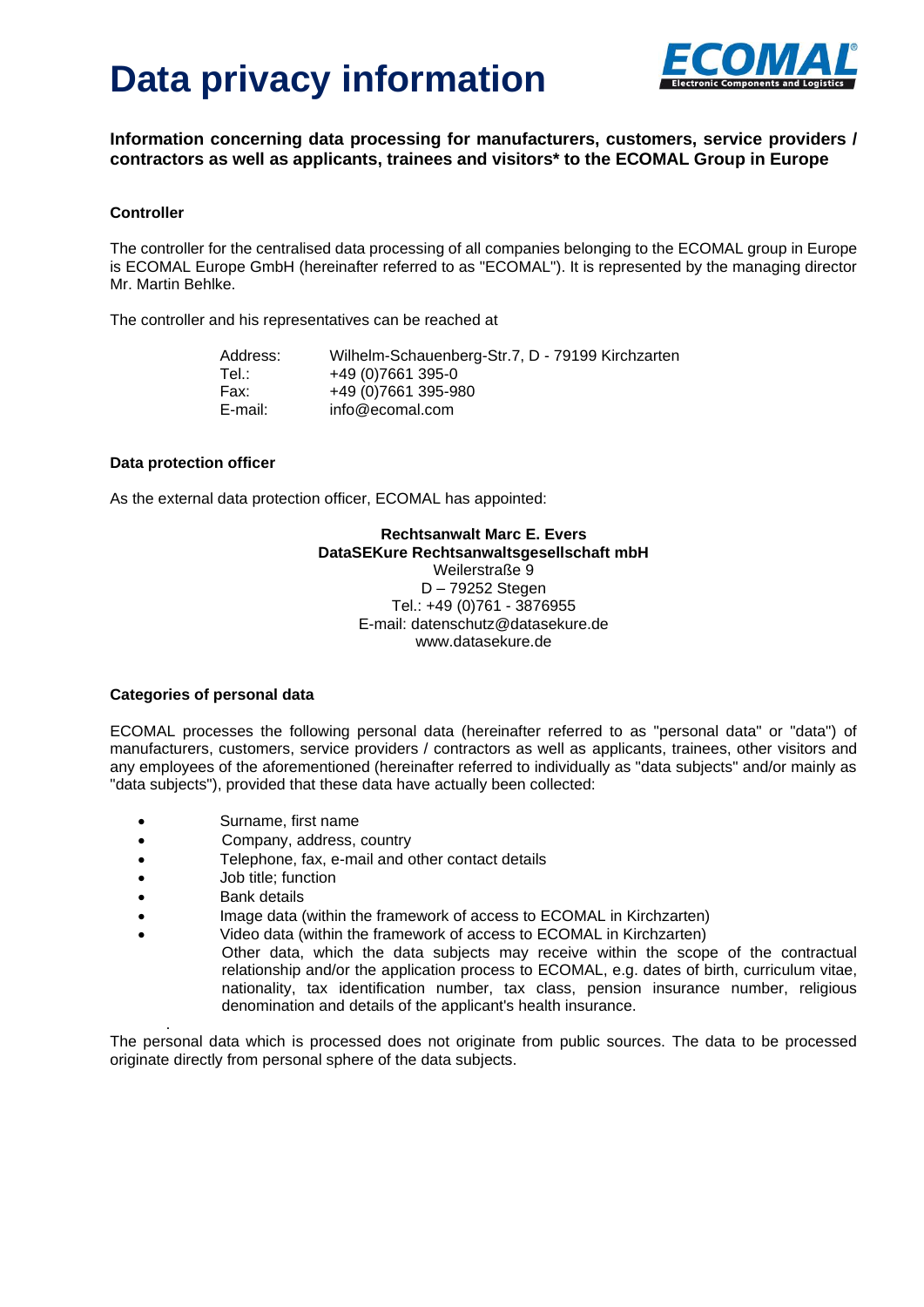# Data privacy information

**Information concerning data processing for manufacturers, customers, service providers / contractors as well as applicants, trainees and visitors* to the ECOMAL Group in Europe**

### Controller

The controller for the centralised data processing of all companies belonging to the ECOMAL group in Europe is ECOMAL Europe GmbH (hereinafter referred to as "ECOMAL"). It is represented by the managing director Mr. Martin Behlke.

The controller and his representatives can be reached at

| | |
|---|---|
| Address: | Wilhelm-Schauenberg-Str.7, D - 79199 Kirchzarten |
| Tel.: | +49 (0)7661 395-0 |
| Fax: | +49 (0)7661 395-980 |
| E-mail: | info@ecomal.com |

### Data protection officer

As the external data protection officer, ECOMAL has appointed:

**Rechtsanwalt Marc E. Evers**
**DataSEKure Rechtsanwaltsgesellschaft mbH**
Weilerstraße 9
D – 79252 Stegen
Tel.: +49 (0)761 - 3876955
E-mail: datenschutz@datasekure.de
www.datasekure.de

### Categories of personal data

ECOMAL processes the following personal data (hereinafter referred to as "personal data" or "data") of manufacturers, customers, service providers / contractors as well as applicants, trainees, other visitors and any employees of the aforementioned (hereinafter referred to individually as "data subjects" and/or mainly as "data subjects"), provided that these data have actually been collected:

- Surname, first name
- Company, address, country
- Telephone, fax, e-mail and other contact details
- Job title; function
- Bank details
- Image data (within the framework of access to ECOMAL in Kirchzarten)
- Video data (within the framework of access to ECOMAL in Kirchzarten)
  Other data, which the data subjects may receive within the scope of the contractual relationship and/or the application process to ECOMAL, e.g. dates of birth, curriculum vitae, nationality, tax identification number, tax class, pension insurance number, religious denomination and details of the applicant's health insurance.

The personal data which is processed does not originate from public sources. The data to be processed originate directly from personal sphere of the data subjects.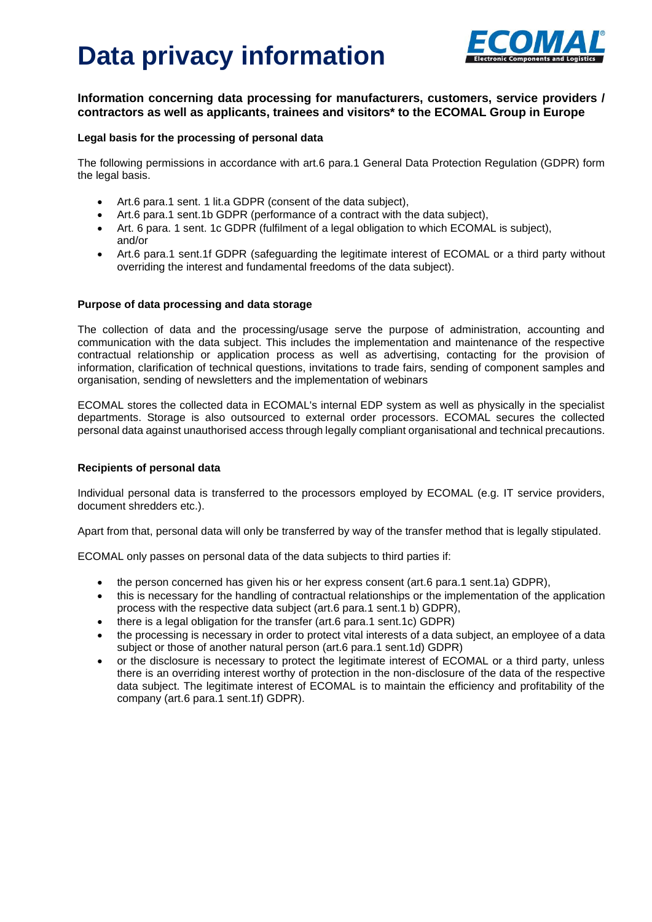# Data privacy information

**Information concerning data processing for manufacturers, customers, service providers / contractors as well as applicants, trainees and visitors* to the ECOMAL Group in Europe**

**Legal basis for the processing of personal data**

The following permissions in accordance with art.6 para.1 General Data Protection Regulation (GDPR) form the legal basis.

- Art.6 para.1 sent. 1 lit.a GDPR (consent of the data subject),
- Art.6 para.1 sent.1b GDPR (performance of a contract with the data subject),
- Art. 6 para. 1 sent. 1c GDPR (fulfilment of a legal obligation to which ECOMAL is subject), and/or
- Art.6 para.1 sent.1f GDPR (safeguarding the legitimate interest of ECOMAL or a third party without overriding the interest and fundamental freedoms of the data subject).

**Purpose of data processing and data storage**

The collection of data and the processing/usage serve the purpose of administration, accounting and communication with the data subject. This includes the implementation and maintenance of the respective contractual relationship or application process as well as advertising, contacting for the provision of information, clarification of technical questions, invitations to trade fairs, sending of component samples and organisation, sending of newsletters and the implementation of webinars

ECOMAL stores the collected data in ECOMAL's internal EDP system as well as physically in the specialist departments. Storage is also outsourced to external order processors. ECOMAL secures the collected personal data against unauthorised access through legally compliant organisational and technical precautions.

**Recipients of personal data**

Individual personal data is transferred to the processors employed by ECOMAL (e.g. IT service providers, document shredders etc.).

Apart from that, personal data will only be transferred by way of the transfer method that is legally stipulated.

ECOMAL only passes on personal data of the data subjects to third parties if:

- the person concerned has given his or her express consent (art.6 para.1 sent.1a) GDPR),
- this is necessary for the handling of contractual relationships or the implementation of the application process with the respective data subject (art.6 para.1 sent.1 b) GDPR),
- there is a legal obligation for the transfer (art.6 para.1 sent.1c) GDPR)
- the processing is necessary in order to protect vital interests of a data subject, an employee of a data subject or those of another natural person (art.6 para.1 sent.1d) GDPR)
- or the disclosure is necessary to protect the legitimate interest of ECOMAL or a third party, unless there is an overriding interest worthy of protection in the non-disclosure of the data of the respective data subject. The legitimate interest of ECOMAL is to maintain the efficiency and profitability of the company (art.6 para.1 sent.1f) GDPR).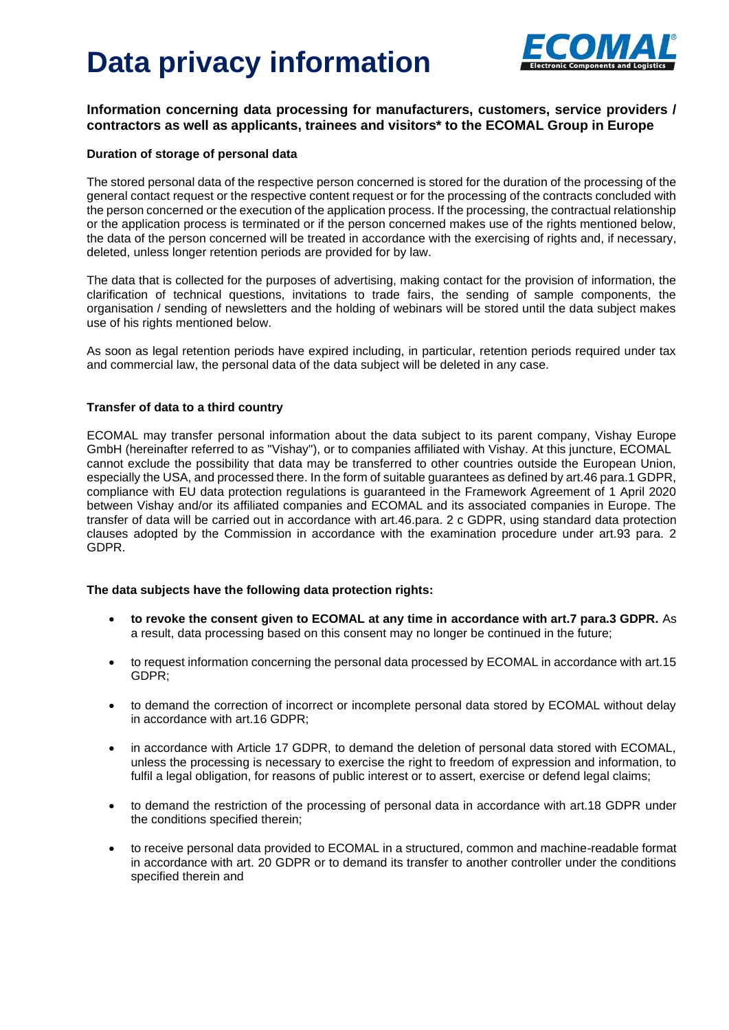# Data privacy information

### Information concerning data processing for manufacturers, customers, service providers / contractors as well as applicants, trainees and visitors* to the ECOMAL Group in Europe

**Duration of storage of personal data**

The stored personal data of the respective person concerned is stored for the duration of the processing of the general contact request or the respective content request or for the processing of the contracts concluded with the person concerned or the execution of the application process. If the processing, the contractual relationship or the application process is terminated or if the person concerned makes use of the rights mentioned below, the data of the person concerned will be treated in accordance with the exercising of rights and, if necessary, deleted, unless longer retention periods are provided for by law.

The data that is collected for the purposes of advertising, making contact for the provision of information, the clarification of technical questions, invitations to trade fairs, the sending of sample components, the organisation / sending of newsletters and the holding of webinars will be stored until the data subject makes use of his rights mentioned below.

As soon as legal retention periods have expired including, in particular, retention periods required under tax and commercial law, the personal data of the data subject will be deleted in any case.

**Transfer of data to a third country**

ECOMAL may transfer personal information about the data subject to its parent company, Vishay Europe GmbH (hereinafter referred to as "Vishay"), or to companies affiliated with Vishay. At this juncture, ECOMAL cannot exclude the possibility that data may be transferred to other countries outside the European Union, especially the USA, and processed there. In the form of suitable guarantees as defined by art.46 para.1 GDPR, compliance with EU data protection regulations is guaranteed in the Framework Agreement of 1 April 2020 between Vishay and/or its affiliated companies and ECOMAL and its associated companies in Europe. The transfer of data will be carried out in accordance with art.46.para. 2 c GDPR, using standard data protection clauses adopted by the Commission in accordance with the examination procedure under art.93 para. 2 GDPR.

**The data subjects have the following data protection rights:**

- **to revoke the consent given to ECOMAL at any time in accordance with art.7 para.3 GDPR.** As a result, data processing based on this consent may no longer be continued in the future;
- to request information concerning the personal data processed by ECOMAL in accordance with art.15 GDPR;
- to demand the correction of incorrect or incomplete personal data stored by ECOMAL without delay in accordance with art.16 GDPR;
- in accordance with Article 17 GDPR, to demand the deletion of personal data stored with ECOMAL, unless the processing is necessary to exercise the right to freedom of expression and information, to fulfil a legal obligation, for reasons of public interest or to assert, exercise or defend legal claims;
- to demand the restriction of the processing of personal data in accordance with art.18 GDPR under the conditions specified therein;
- to receive personal data provided to ECOMAL in a structured, common and machine-readable format in accordance with art. 20 GDPR or to demand its transfer to another controller under the conditions specified therein and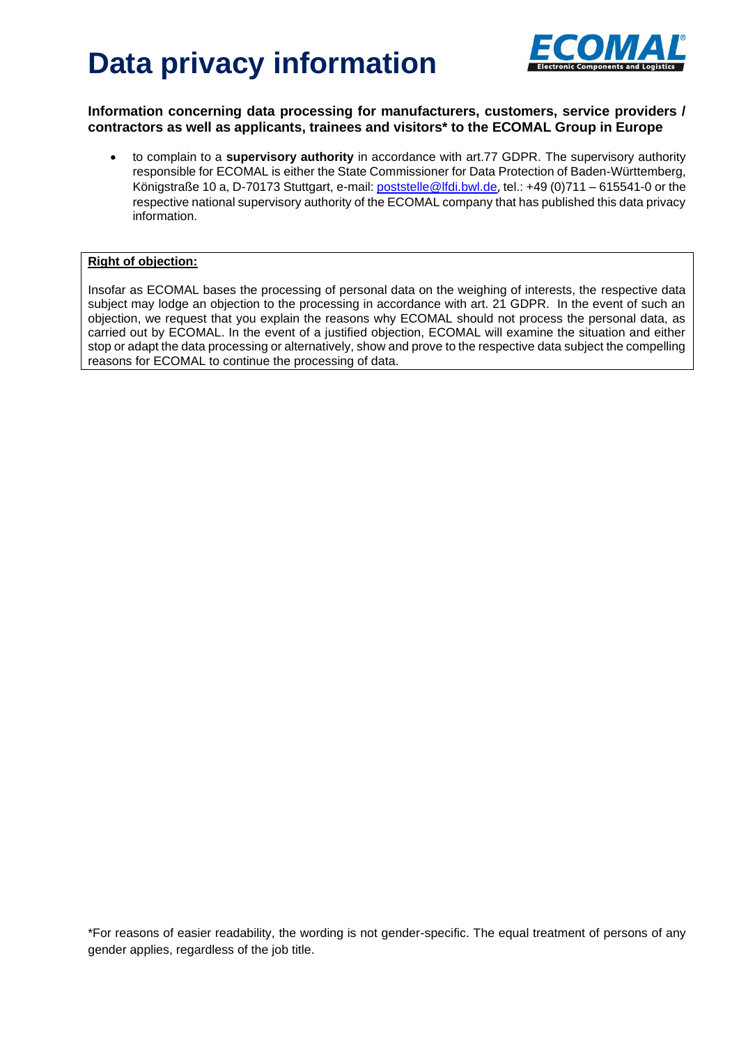# Data privacy information

**Information concerning data processing for manufacturers, customers, service providers / contractors as well as applicants, trainees and visitors* to the ECOMAL Group in Europe**

- to complain to a **supervisory authority** in accordance with art.77 GDPR. The supervisory authority responsible for ECOMAL is either the State Commissioner for Data Protection of Baden-Württemberg, Königstraße 10 a, D-70173 Stuttgart, e-mail: poststelle@lfdi.bwl.de, tel.: +49 (0)711 – 615541-0 or the respective national supervisory authority of the ECOMAL company that has published this data privacy information.

**Right of objection:**

Insofar as ECOMAL bases the processing of personal data on the weighing of interests, the respective data subject may lodge an objection to the processing in accordance with art. 21 GDPR. In the event of such an objection, we request that you explain the reasons why ECOMAL should not process the personal data, as carried out by ECOMAL. In the event of a justified objection, ECOMAL will examine the situation and either stop or adapt the data processing or alternatively, show and prove to the respective data subject the compelling reasons for ECOMAL to continue the processing of data.

*For reasons of easier readability, the wording is not gender-specific. The equal treatment of persons of any gender applies, regardless of the job title.